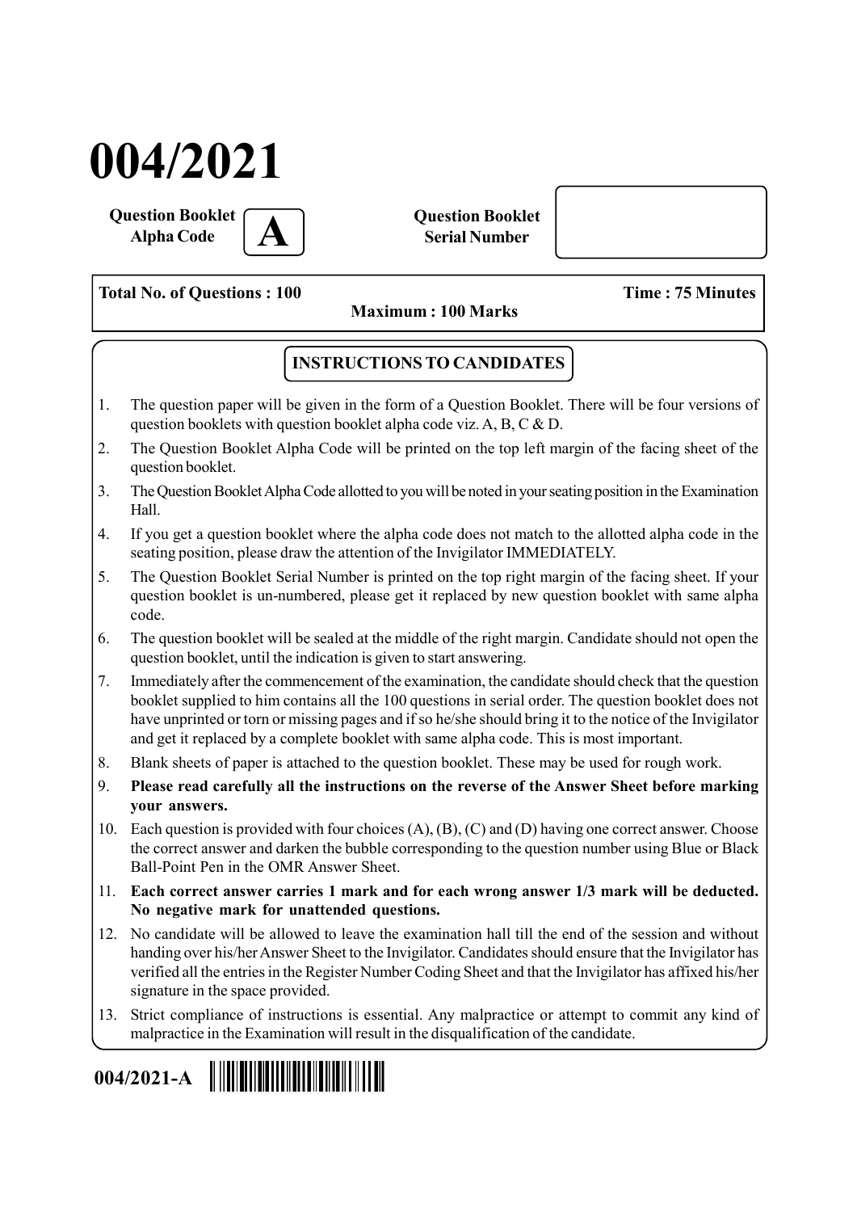# 004/2021

**Question Booklet Alpha Code** **A**

**Question Booklet Serial Number**

**Total No. of Questions : 100** **Maximum : 100 Marks** **Time : 75 Minutes**

## INSTRUCTIONS TO CANDIDATES

1. The question paper will be given in the form of a Question Booklet. There will be four versions of question booklets with question booklet alpha code viz. A, B, C & D.
2. The Question Booklet Alpha Code will be printed on the top left margin of the facing sheet of the question booklet.
3. The Question Booklet Alpha Code allotted to you will be noted in your seating position in the Examination Hall.
4. If you get a question booklet where the alpha code does not match to the allotted alpha code in the seating position, please draw the attention of the Invigilator IMMEDIATELY.
5. The Question Booklet Serial Number is printed on the top right margin of the facing sheet. If your question booklet is un-numbered, please get it replaced by new question booklet with same alpha code.
6. The question booklet will be sealed at the middle of the right margin. Candidate should not open the question booklet, until the indication is given to start answering.
7. Immediately after the commencement of the examination, the candidate should check that the question booklet supplied to him contains all the 100 questions in serial order. The question booklet does not have unprinted or torn or missing pages and if so he/she should bring it to the notice of the Invigilator and get it replaced by a complete booklet with same alpha code. This is most important.
8. Blank sheets of paper is attached to the question booklet. These may be used for rough work.
9. **Please read carefully all the instructions on the reverse of the Answer Sheet before marking your answers.**
10. Each question is provided with four choices (A), (B), (C) and (D) having one correct answer. Choose the correct answer and darken the bubble corresponding to the question number using Blue or Black Ball-Point Pen in the OMR Answer Sheet.
11. **Each correct answer carries 1 mark and for each wrong answer 1/3 mark will be deducted. No negative mark for unattended questions.**
12. No candidate will be allowed to leave the examination hall till the end of the session and without handing over his/her Answer Sheet to the Invigilator. Candidates should ensure that the Invigilator has verified all the entries in the Register Number Coding Sheet and that the Invigilator has affixed his/her signature in the space provided.
13. Strict compliance of instructions is essential. Any malpractice or attempt to commit any kind of malpractice in the Examination will result in the disqualification of the candidate.

**004/2021-A**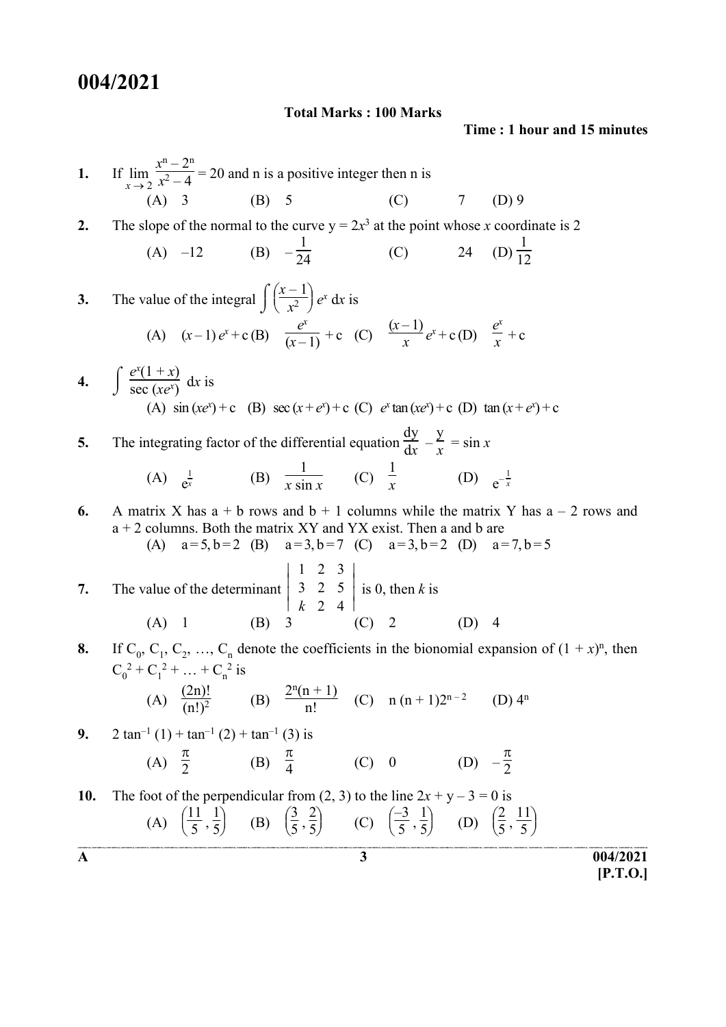# 004/2021

**Total Marks : 100 Marks**

**Time : 1 hour and 15 minutes**

**1.** If $\lim_{x \to 2} \frac{x^n - 2^n}{x^2 - 4} = 20$ and n is a positive integer then n is

(A) 3 (B) 5 (C) 7 (D) 9

**2.** The slope of the normal to the curve $y = 2x^3$ at the point whose $x$ coordinate is 2

(A) –12 (B) $-\frac{1}{24}$ (C) 24 (D) $\frac{1}{12}$

**3.** The value of the integral $\int \left(\frac{x-1}{x^2}\right) e^x \, dx$ is

(A) $(x-1)\,e^x + c$ (B) $\frac{e^x}{(x-1)} + c$ (C) $\frac{(x-1)}{x} e^x + c$ (D) $\frac{e^x}{x} + c$

**4.** $\int \frac{e^x(1+x)}{\sec(xe^x)} \, dx$ is

(A) $\sin(xe^x) + c$ (B) $\sec(x + e^x) + c$ (C) $e^x \tan(xe^x) + c$ (D) $\tan(x + e^x) + c$

**5.** The integrating factor of the differential equation $\frac{dy}{dx} - \frac{y}{x} = \sin x$

(A) $e^{\frac{1}{x}}$ (B) $\frac{1}{x \sin x}$ (C) $\frac{1}{x}$ (D) $e^{-\frac{1}{x}}$

**6.** A matrix X has a + b rows and b + 1 columns while the matrix Y has a – 2 rows and a + 2 columns. Both the matrix XY and YX exist. Then a and b are

(A) a = 5, b = 2 (B) a = 3, b = 7 (C) a = 3, b = 2 (D) a = 7, b = 5

**7.** The value of the determinant $\begin{vmatrix} 1 & 2 & 3 \\ 3 & 2 & 5 \\ k & 2 & 4 \end{vmatrix}$ is 0, then $k$ is

(A) 1 (B) 3 (C) 2 (D) 4

**8.** If $C_0, C_1, C_2, \ldots, C_n$ denote the coefficients in the bionomial expansion of $(1 + x)^n$, then $C_0^2 + C_1^2 + \ldots + C_n^2$ is

(A) $\frac{(2n)!}{(n!)^2}$ (B) $\frac{2^n(n+1)}{n!}$ (C) $n(n+1)2^{n-2}$ (D) $4^n$

**9.** $2\tan^{-1}(1) + \tan^{-1}(2) + \tan^{-1}(3)$ is

(A) $\frac{\pi}{2}$ (B) $\frac{\pi}{4}$ (C) 0 (D) $-\frac{\pi}{2}$

**10.** The foot of the perpendicular from (2, 3) to the line $2x + y - 3 = 0$ is

(A) $\left(\frac{11}{5}, \frac{1}{5}\right)$ (B) $\left(\frac{3}{5}, \frac{2}{5}\right)$ (C) $\left(\frac{-3}{5}, \frac{1}{5}\right)$ (D) $\left(\frac{2}{5}, \frac{11}{5}\right)$

A

[P.T.O.]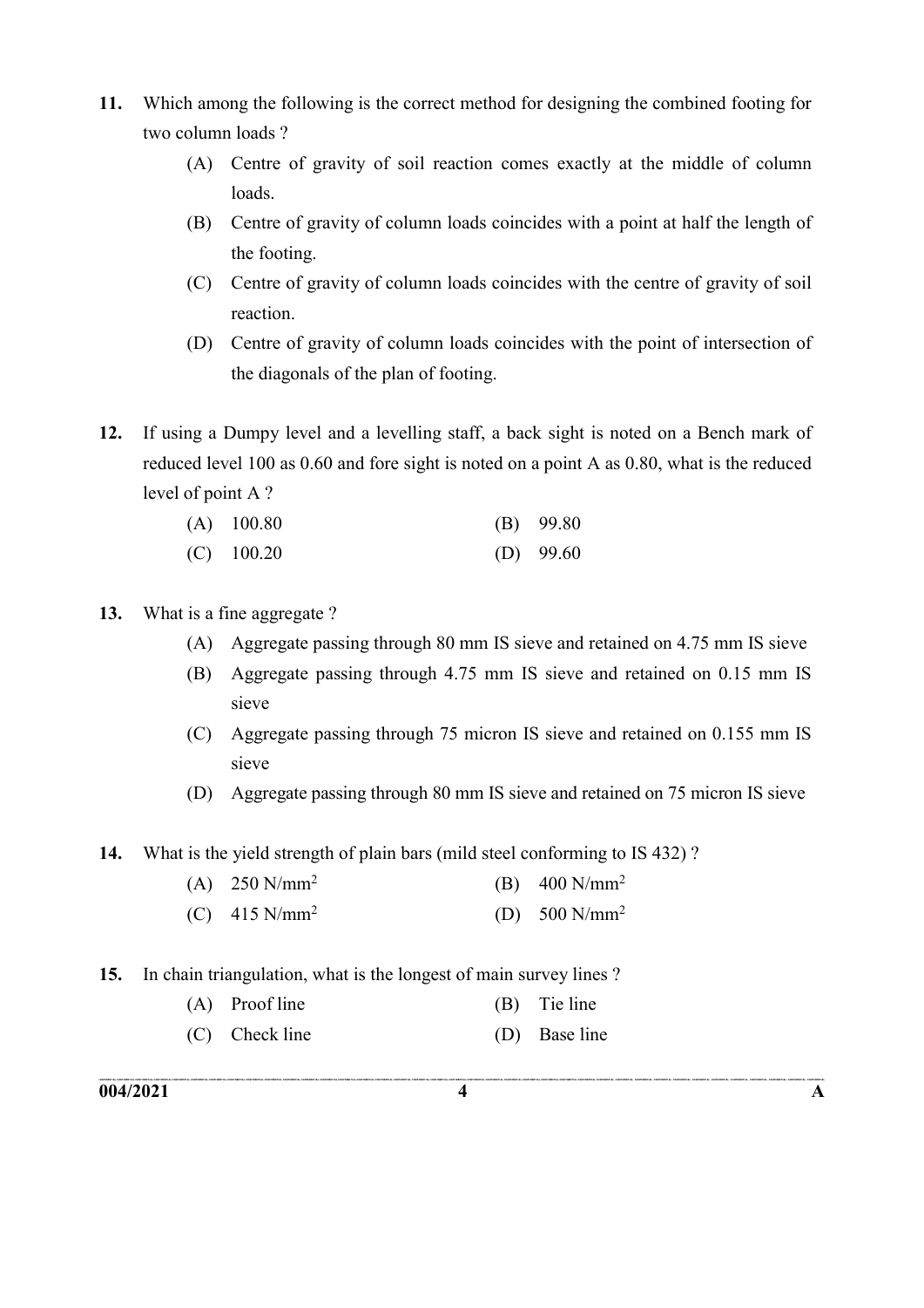11. Which among the following is the correct method for designing the combined footing for two column loads ?

   (A) Centre of gravity of soil reaction comes exactly at the middle of column loads.

   (B) Centre of gravity of column loads coincides with a point at half the length of the footing.

   (C) Centre of gravity of column loads coincides with the centre of gravity of soil reaction.

   (D) Centre of gravity of column loads coincides with the point of intersection of the diagonals of the plan of footing.

12. If using a Dumpy level and a levelling staff, a back sight is noted on a Bench mark of reduced level 100 as 0.60 and fore sight is noted on a point A as 0.80, what is the reduced level of point A ?

   (A) 100.80 (B) 99.80

   (C) 100.20 (D) 99.60

13. What is a fine aggregate ?

   (A) Aggregate passing through 80 mm IS sieve and retained on 4.75 mm IS sieve

   (B) Aggregate passing through 4.75 mm IS sieve and retained on 0.15 mm IS sieve

   (C) Aggregate passing through 75 micron IS sieve and retained on 0.155 mm IS sieve

   (D) Aggregate passing through 80 mm IS sieve and retained on 75 micron IS sieve

14. What is the yield strength of plain bars (mild steel conforming to IS 432) ?

   (A) 250 N/mm$^2$ (B) 400 N/mm$^2$

   (C) 415 N/mm$^2$ (D) 500 N/mm$^2$

15. In chain triangulation, what is the longest of main survey lines ?

   (A) Proof line (B) Tie line

   (C) Check line (D) Base line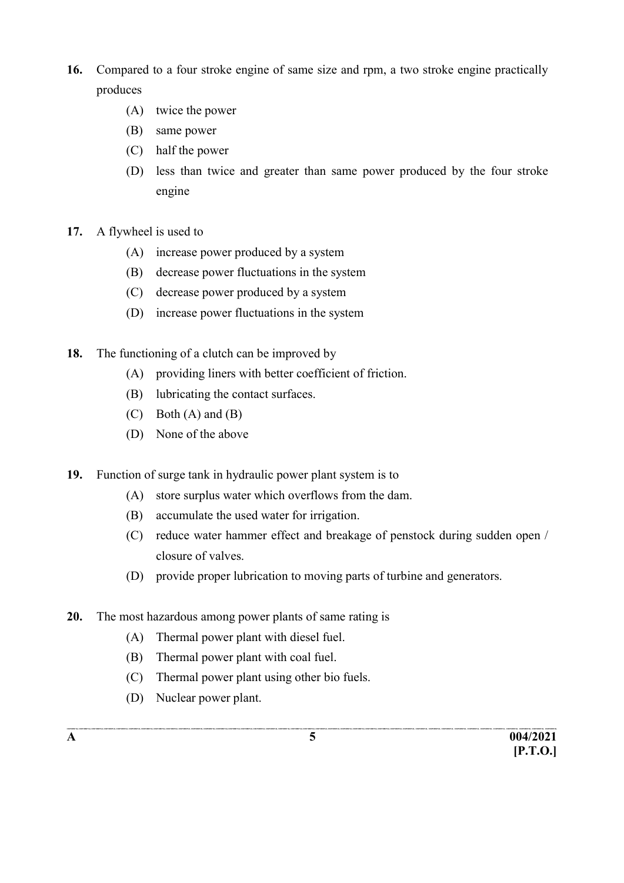16. Compared to a four stroke engine of same size and rpm, a two stroke engine practically produces
    - (A) twice the power
    - (B) same power
    - (C) half the power
    - (D) less than twice and greater than same power produced by the four stroke engine

17. A flywheel is used to
    - (A) increase power produced by a system
    - (B) decrease power fluctuations in the system
    - (C) decrease power produced by a system
    - (D) increase power fluctuations in the system

18. The functioning of a clutch can be improved by
    - (A) providing liners with better coefficient of friction.
    - (B) lubricating the contact surfaces.
    - (C) Both (A) and (B)
    - (D) None of the above

19. Function of surge tank in hydraulic power plant system is to
    - (A) store surplus water which overflows from the dam.
    - (B) accumulate the used water for irrigation.
    - (C) reduce water hammer effect and breakage of penstock during sudden open / closure of valves.
    - (D) provide proper lubrication to moving parts of turbine and generators.

20. The most hazardous among power plants of same rating is
    - (A) Thermal power plant with diesel fuel.
    - (B) Thermal power plant with coal fuel.
    - (C) Thermal power plant using other bio fuels.
    - (D) Nuclear power plant.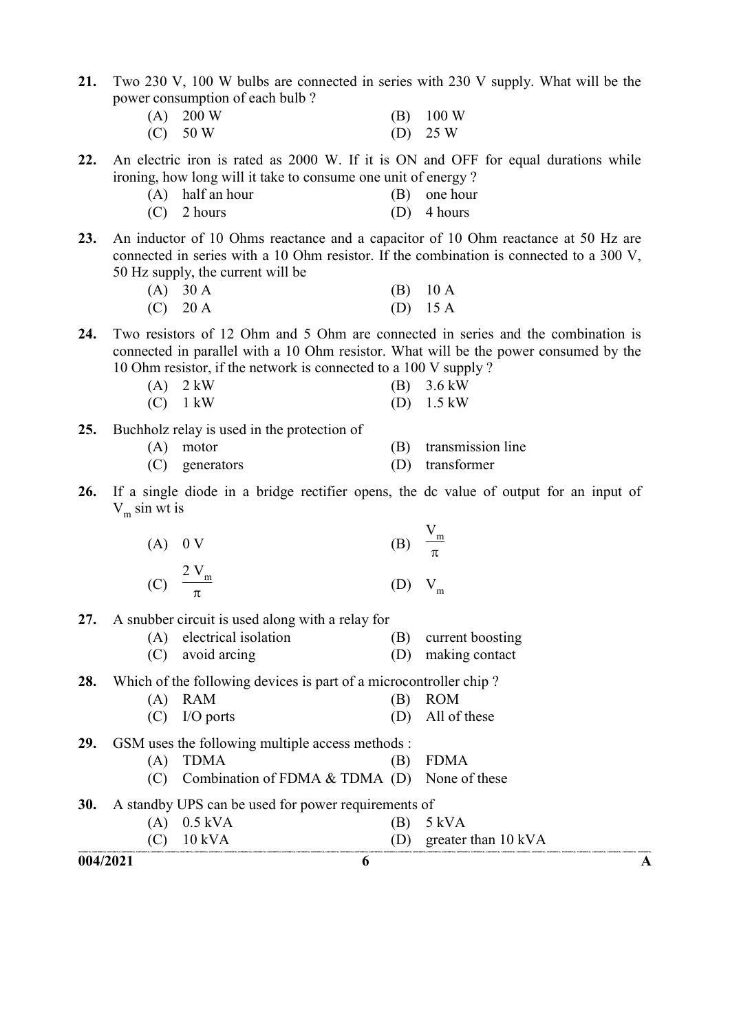21. Two 230 V, 100 W bulbs are connected in series with 230 V supply. What will be the power consumption of each bulb ?
    - (A) 200 W
    - (B) 100 W
    - (C) 50 W
    - (D) 25 W

22. An electric iron is rated as 2000 W. If it is ON and OFF for equal durations while ironing, how long will it take to consume one unit of energy ?
    - (A) half an hour
    - (B) one hour
    - (C) 2 hours
    - (D) 4 hours

23. An inductor of 10 Ohms reactance and a capacitor of 10 Ohm reactance at 50 Hz are connected in series with a 10 Ohm resistor. If the combination is connected to a 300 V, 50 Hz supply, the current will be
    - (A) 30 A
    - (B) 10 A
    - (C) 20 A
    - (D) 15 A

24. Two resistors of 12 Ohm and 5 Ohm are connected in series and the combination is connected in parallel with a 10 Ohm resistor. What will be the power consumed by the 10 Ohm resistor, if the network is connected to a 100 V supply ?
    - (A) 2 kW
    - (B) 3.6 kW
    - (C) 1 kW
    - (D) 1.5 kW

25. Buchholz relay is used in the protection of
    - (A) motor
    - (B) transmission line
    - (C) generators
    - (D) transformer

26. If a single diode in a bridge rectifier opens, the dc value of output for an input of $V_m \sin wt$ is
    - (A) 0 V
    - (B) $\frac{V_m}{\pi}$
    - (C) $\frac{2 V_m}{\pi}$
    - (D) $V_m$

27. A snubber circuit is used along with a relay for
    - (A) electrical isolation
    - (B) current boosting
    - (C) avoid arcing
    - (D) making contact

28. Which of the following devices is part of a microcontroller chip ?
    - (A) RAM
    - (B) ROM
    - (C) I/O ports
    - (D) All of these

29. GSM uses the following multiple access methods :
    - (A) TDMA
    - (B) FDMA
    - (C) Combination of FDMA & TDMA
    - (D) None of these

30. A standby UPS can be used for power requirements of
    - (A) 0.5 kVA
    - (B) 5 kVA
    - (C) 10 kVA
    - (D) greater than 10 kVA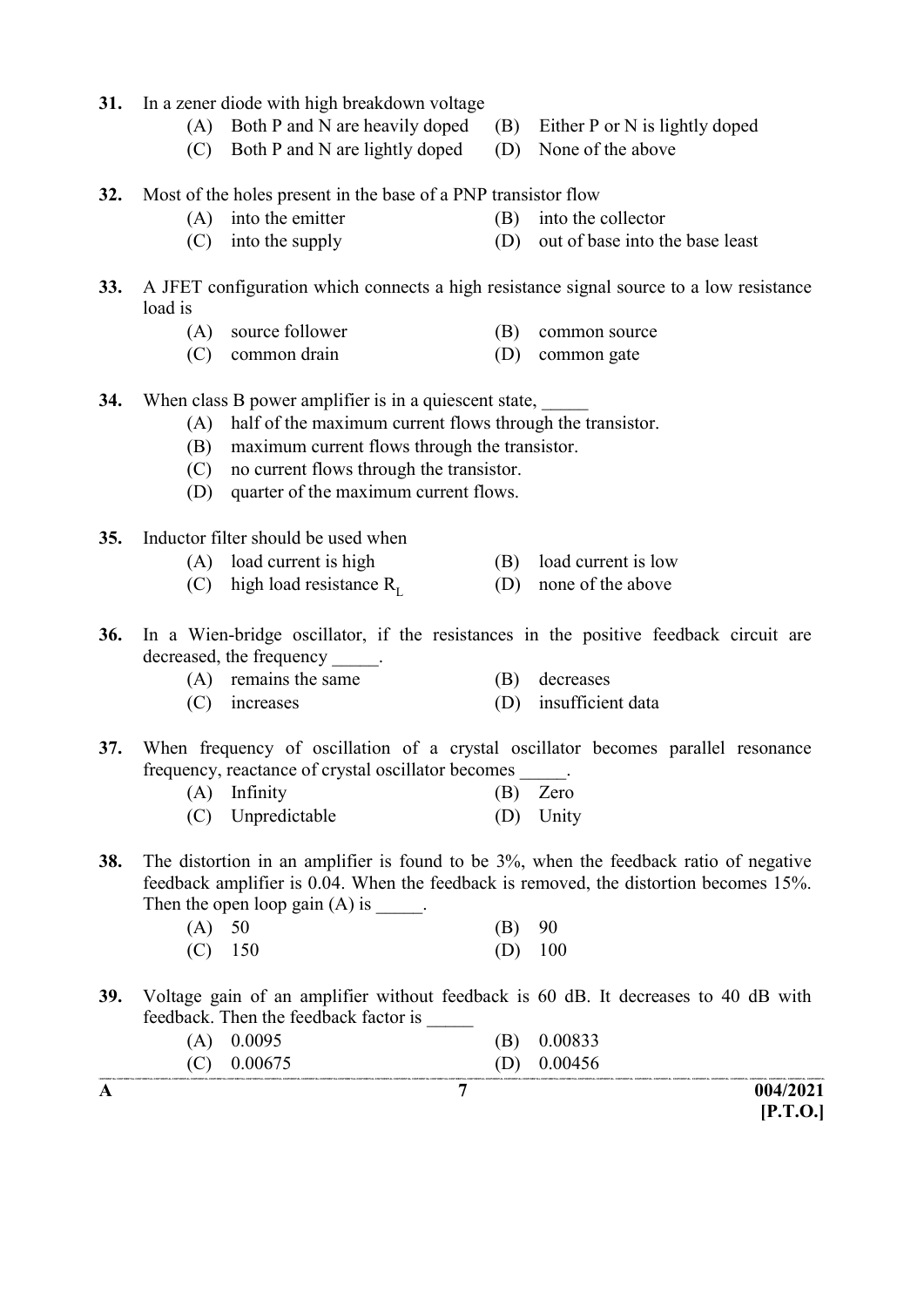31. In a zener diode with high breakdown voltage

(A) Both P and N are heavily doped
(B) Either P or N is lightly doped
(C) Both P and N are lightly doped
(D) None of the above

32. Most of the holes present in the base of a PNP transistor flow

(A) into the emitter
(B) into the collector
(C) into the supply
(D) out of base into the base least

33. A JFET configuration which connects a high resistance signal source to a low resistance load is

(A) source follower
(B) common source
(C) common drain
(D) common gate

34. When class B power amplifier is in a quiescent state, _____

(A) half of the maximum current flows through the transistor.
(B) maximum current flows through the transistor.
(C) no current flows through the transistor.
(D) quarter of the maximum current flows.

35. Inductor filter should be used when

(A) load current is high
(B) load current is low
(C) high load resistance $R_L$
(D) none of the above

36. In a Wien-bridge oscillator, if the resistances in the positive feedback circuit are decreased, the frequency _____.

(A) remains the same
(B) decreases
(C) increases
(D) insufficient data

37. When frequency of oscillation of a crystal oscillator becomes parallel resonance frequency, reactance of crystal oscillator becomes _____.

(A) Infinity
(B) Zero
(C) Unpredictable
(D) Unity

38. The distortion in an amplifier is found to be 3%, when the feedback ratio of negative feedback amplifier is 0.04. When the feedback is removed, the distortion becomes 15%. Then the open loop gain (A) is _____.

(A) 50
(B) 90
(C) 150
(D) 100

39. Voltage gain of an amplifier without feedback is 60 dB. It decreases to 40 dB with feedback. Then the feedback factor is _____

(A) 0.0095
(B) 0.00833
(C) 0.00675
(D) 0.00456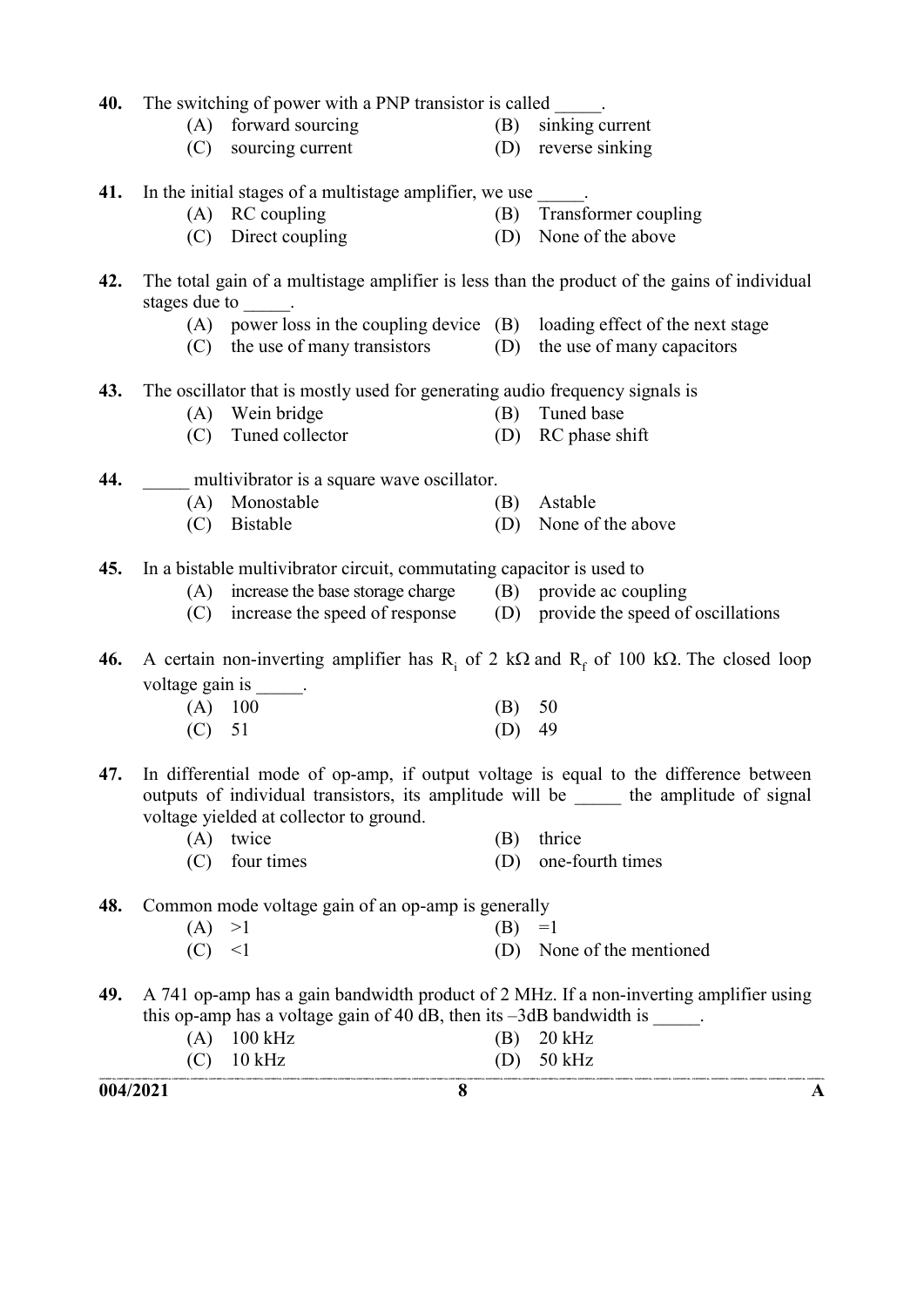**40.** The switching of power with a PNP transistor is called _____.

(A) forward sourcing
(B) sinking current
(C) sourcing current
(D) reverse sinking

**41.** In the initial stages of a multistage amplifier, we use _____.

(A) RC coupling
(B) Transformer coupling
(C) Direct coupling
(D) None of the above

**42.** The total gain of a multistage amplifier is less than the product of the gains of individual stages due to _____.

(A) power loss in the coupling device
(B) loading effect of the next stage
(C) the use of many transistors
(D) the use of many capacitors

**43.** The oscillator that is mostly used for generating audio frequency signals is

(A) Wein bridge
(B) Tuned base
(C) Tuned collector
(D) RC phase shift

**44.** _____ multivibrator is a square wave oscillator.

(A) Monostable
(B) Astable
(C) Bistable
(D) None of the above

**45.** In a bistable multivibrator circuit, commutating capacitor is used to

(A) increase the base storage charge
(B) provide ac coupling
(C) increase the speed of response
(D) provide the speed of oscillations

**46.** A certain non-inverting amplifier has $R_i$ of 2 kΩ and $R_f$ of 100 kΩ. The closed loop voltage gain is _____.

(A) 100
(B) 50
(C) 51
(D) 49

**47.** In differential mode of op-amp, if output voltage is equal to the difference between outputs of individual transistors, its amplitude will be _____ the amplitude of signal voltage yielded at collector to ground.

(A) twice
(B) thrice
(C) four times
(D) one-fourth times

**48.** Common mode voltage gain of an op-amp is generally

(A) >1
(B) =1
(C) <1
(D) None of the mentioned

**49.** A 741 op-amp has a gain bandwidth product of 2 MHz. If a non-inverting amplifier using this op-amp has a voltage gain of 40 dB, then its –3dB bandwidth is _____.

(A) 100 kHz
(B) 20 kHz
(C) 10 kHz
(D) 50 kHz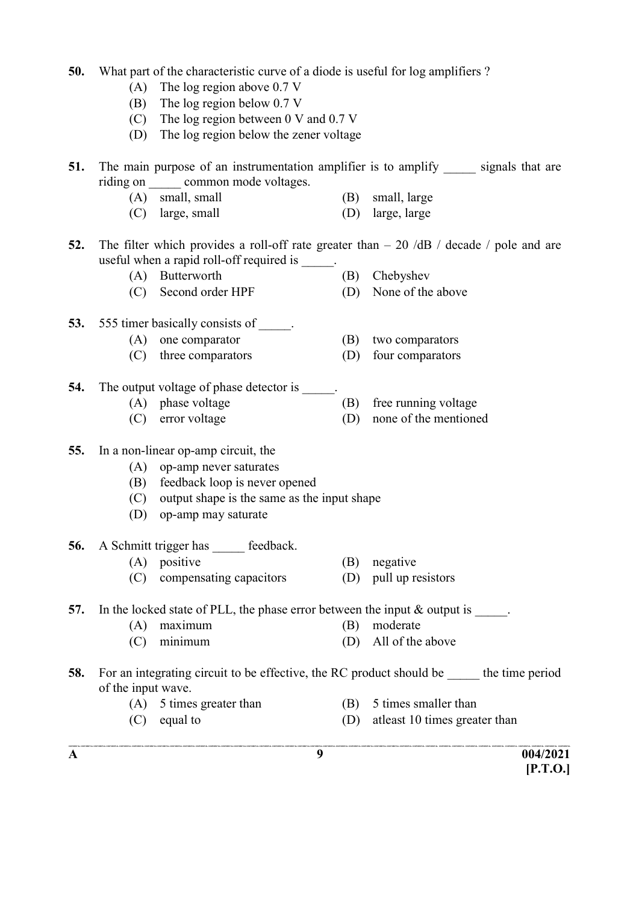50. What part of the characteristic curve of a diode is useful for log amplifiers ?
   - (A) The log region above 0.7 V
   - (B) The log region below 0.7 V
   - (C) The log region between 0 V and 0.7 V
   - (D) The log region below the zener voltage

51. The main purpose of an instrumentation amplifier is to amplify _____ signals that are riding on _____ common mode voltages.
   - (A) small, small
   - (B) small, large
   - (C) large, small
   - (D) large, large

52. The filter which provides a roll-off rate greater than – 20 /dB / decade / pole and are useful when a rapid roll-off required is _____.
   - (A) Butterworth
   - (B) Chebyshev
   - (C) Second order HPF
   - (D) None of the above

53. 555 timer basically consists of _____.
   - (A) one comparator
   - (B) two comparators
   - (C) three comparators
   - (D) four comparators

54. The output voltage of phase detector is _____.
   - (A) phase voltage
   - (B) free running voltage
   - (C) error voltage
   - (D) none of the mentioned

55. In a non-linear op-amp circuit, the
   - (A) op-amp never saturates
   - (B) feedback loop is never opened
   - (C) output shape is the same as the input shape
   - (D) op-amp may saturate

56. A Schmitt trigger has _____ feedback.
   - (A) positive
   - (B) negative
   - (C) compensating capacitors
   - (D) pull up resistors

57. In the locked state of PLL, the phase error between the input & output is _____.
   - (A) maximum
   - (B) moderate
   - (C) minimum
   - (D) All of the above

58. For an integrating circuit to be effective, the RC product should be _____ the time period of the input wave.
   - (A) 5 times greater than
   - (B) 5 times smaller than
   - (C) equal to
   - (D) atleast 10 times greater than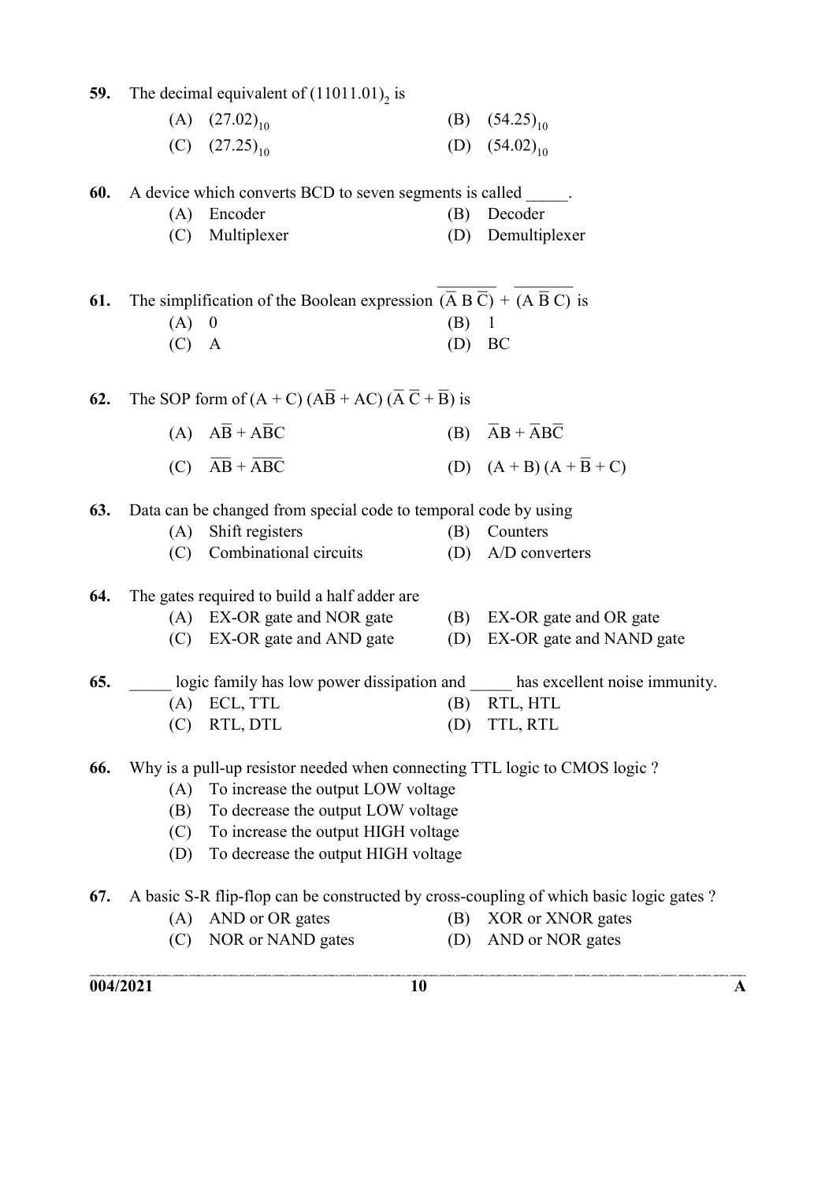59. The decimal equivalent of $(11011.01)_2$ is

(A) $(27.02)_{10}$ (B) $(54.25)_{10}$

(C) $(27.25)_{10}$ (D) $(54.02)_{10}$

60. A device which converts BCD to seven segments is called _____.

(A) Encoder (B) Decoder

(C) Multiplexer (D) Demultiplexer

61. The simplification of the Boolean expression $\overline{(\bar{A}\,B\,\bar{C})} + \overline{(A\,\bar{B}\,C)}$ is

(A) 0 (B) 1

(C) A (D) BC

62. The SOP form of $(A + C)(A\bar{B} + AC)(\bar{A}\,\bar{C} + \bar{B})$ is

(A) $A\bar{B} + A\bar{B}C$ (B) $\bar{A}B + \bar{A}B\bar{C}$

(C) $\overline{AB} + \overline{ABC}$ (D) $(A + B)(A + \bar{B} + C)$

63. Data can be changed from special code to temporal code by using

(A) Shift registers (B) Counters

(C) Combinational circuits (D) A/D converters

64. The gates required to build a half adder are

(A) EX-OR gate and NOR gate (B) EX-OR gate and OR gate

(C) EX-OR gate and AND gate (D) EX-OR gate and NAND gate

65. _____ logic family has low power dissipation and _____ has excellent noise immunity.

(A) ECL, TTL (B) RTL, HTL

(C) RTL, DTL (D) TTL, RTL

66. Why is a pull-up resistor needed when connecting TTL logic to CMOS logic ?

(A) To increase the output LOW voltage

(B) To decrease the output LOW voltage

(C) To increase the output HIGH voltage

(D) To decrease the output HIGH voltage

67. A basic S-R flip-flop can be constructed by cross-coupling of which basic logic gates ?

(A) AND or OR gates (B) XOR or XNOR gates

(C) NOR or NAND gates (D) AND or NOR gates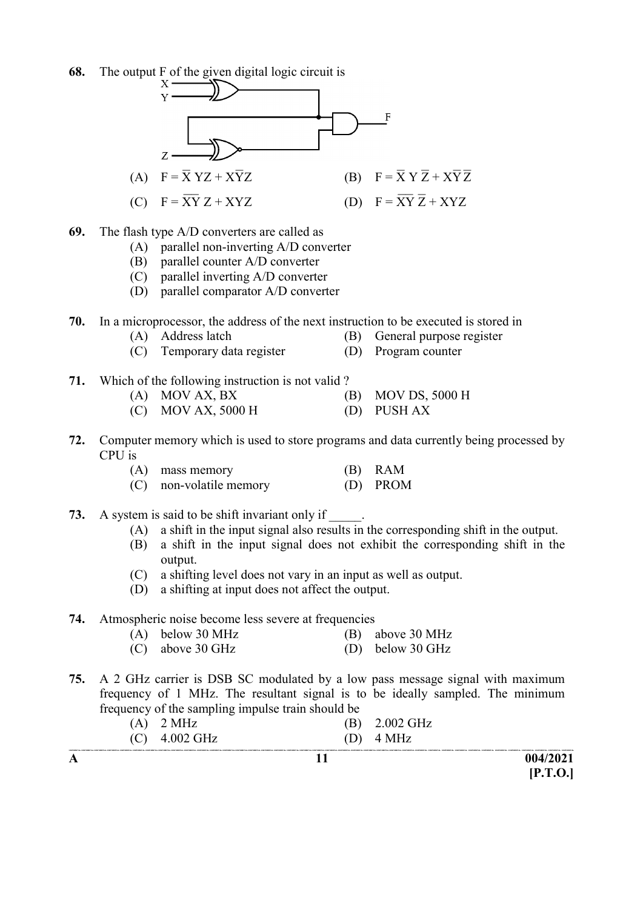**68.** The output F of the given digital logic circuit is

(A) $F = \overline{X}\,YZ + X\overline{Y}Z$ (B) $F = \overline{X}\,Y\,\overline{Z} + X\overline{Y}\,\overline{Z}$

(C) $F = \overline{XY}\,Z + XYZ$ (D) $F = \overline{XY}\,\overline{Z} + XYZ$

**69.** The flash type A/D converters are called as

(A) parallel non-inverting A/D converter
(B) parallel counter A/D converter
(C) parallel inverting A/D converter
(D) parallel comparator A/D converter

**70.** In a microprocessor, the address of the next instruction to be executed is stored in

(A) Address latch (B) General purpose register
(C) Temporary data register (D) Program counter

**71.** Which of the following instruction is not valid ?

(A) MOV AX, BX (B) MOV DS, 5000 H
(C) MOV AX, 5000 H (D) PUSH AX

**72.** Computer memory which is used to store programs and data currently being processed by CPU is

(A) mass memory (B) RAM
(C) non-volatile memory (D) PROM

**73.** A system is said to be shift invariant only if _____.

(A) a shift in the input signal also results in the corresponding shift in the output.
(B) a shift in the input signal does not exhibit the corresponding shift in the output.
(C) a shifting level does not vary in an input as well as output.
(D) a shifting at input does not affect the output.

**74.** Atmospheric noise become less severe at frequencies

(A) below 30 MHz (B) above 30 MHz
(C) above 30 GHz (D) below 30 GHz

**75.** A 2 GHz carrier is DSB SC modulated by a low pass message signal with maximum frequency of 1 MHz. The resultant signal is to be ideally sampled. The minimum frequency of the sampling impulse train should be

(A) 2 MHz (B) 2.002 GHz
(C) 4.002 GHz (D) 4 MHz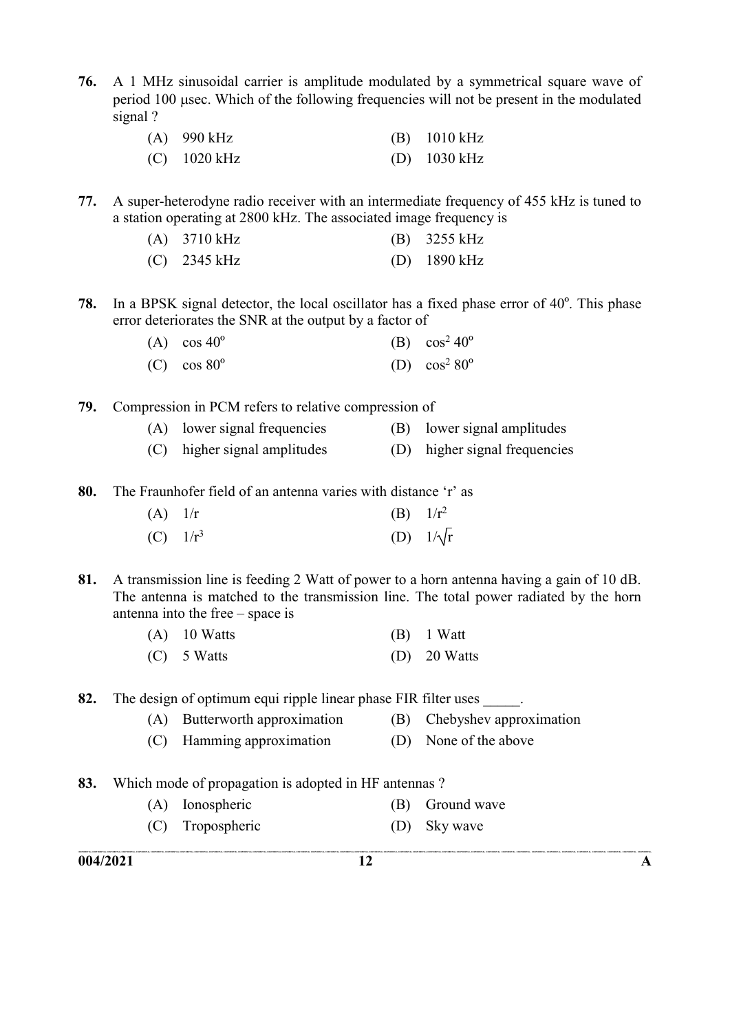76. A 1 MHz sinusoidal carrier is amplitude modulated by a symmetrical square wave of period 100 μsec. Which of the following frequencies will not be present in the modulated signal ?

(A) 990 kHz
(B) 1010 kHz
(C) 1020 kHz
(D) 1030 kHz

77. A super-heterodyne radio receiver with an intermediate frequency of 455 kHz is tuned to a station operating at 2800 kHz. The associated image frequency is

(A) 3710 kHz
(B) 3255 kHz
(C) 2345 kHz
(D) 1890 kHz

78. In a BPSK signal detector, the local oscillator has a fixed phase error of $40^o$. This phase error deteriorates the SNR at the output by a factor of

(A) $\cos 40^o$
(B) $\cos^2 40^o$
(C) $\cos 80^o$
(D) $\cos^2 80^o$

79. Compression in PCM refers to relative compression of

(A) lower signal frequencies
(B) lower signal amplitudes
(C) higher signal amplitudes
(D) higher signal frequencies

80. The Fraunhofer field of an antenna varies with distance 'r' as

(A) $1/r$
(B) $1/r^2$
(C) $1/r^3$
(D) $1/\sqrt{r}$

81. A transmission line is feeding 2 Watt of power to a horn antenna having a gain of 10 dB. The antenna is matched to the transmission line. The total power radiated by the horn antenna into the free – space is

(A) 10 Watts
(B) 1 Watt
(C) 5 Watts
(D) 20 Watts

82. The design of optimum equi ripple linear phase FIR filter uses _____.

(A) Butterworth approximation
(B) Chebyshev approximation
(C) Hamming approximation
(D) None of the above

83. Which mode of propagation is adopted in HF antennas ?

(A) Ionospheric
(B) Ground wave
(C) Tropospheric
(D) Sky wave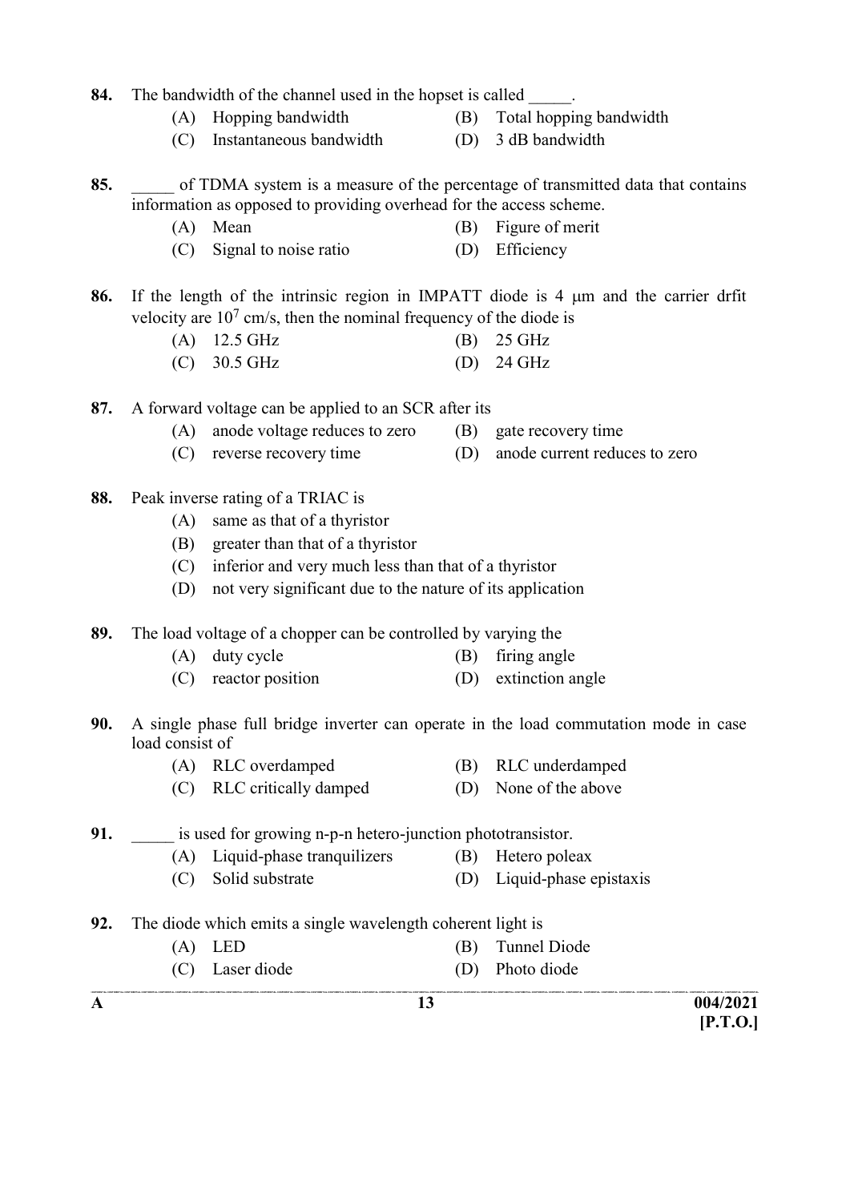84. The bandwidth of the channel used in the hopset is called _____.

- (A) Hopping bandwidth
- (B) Total hopping bandwidth
- (C) Instantaneous bandwidth
- (D) 3 dB bandwidth

85. _____ of TDMA system is a measure of the percentage of transmitted data that contains information as opposed to providing overhead for the access scheme.

- (A) Mean
- (B) Figure of merit
- (C) Signal to noise ratio
- (D) Efficiency

86. If the length of the intrinsic region in IMPATT diode is 4 μm and the carrier drfit velocity are $10^7$ cm/s, then the nominal frequency of the diode is

- (A) 12.5 GHz
- (B) 25 GHz
- (C) 30.5 GHz
- (D) 24 GHz

87. A forward voltage can be applied to an SCR after its

- (A) anode voltage reduces to zero
- (B) gate recovery time
- (C) reverse recovery time
- (D) anode current reduces to zero

88. Peak inverse rating of a TRIAC is

- (A) same as that of a thyristor
- (B) greater than that of a thyristor
- (C) inferior and very much less than that of a thyristor
- (D) not very significant due to the nature of its application

89. The load voltage of a chopper can be controlled by varying the

- (A) duty cycle
- (B) firing angle
- (C) reactor position
- (D) extinction angle

90. A single phase full bridge inverter can operate in the load commutation mode in case load consist of

- (A) RLC overdamped
- (B) RLC underdamped
- (C) RLC critically damped
- (D) None of the above

91. _____ is used for growing n-p-n hetero-junction phototransistor.

- (A) Liquid-phase tranquilizers
- (B) Hetero poleax
- (C) Solid substrate
- (D) Liquid-phase epistaxis

92. The diode which emits a single wavelength coherent light is

- (A) LED
- (B) Tunnel Diode
- (C) Laser diode
- (D) Photo diode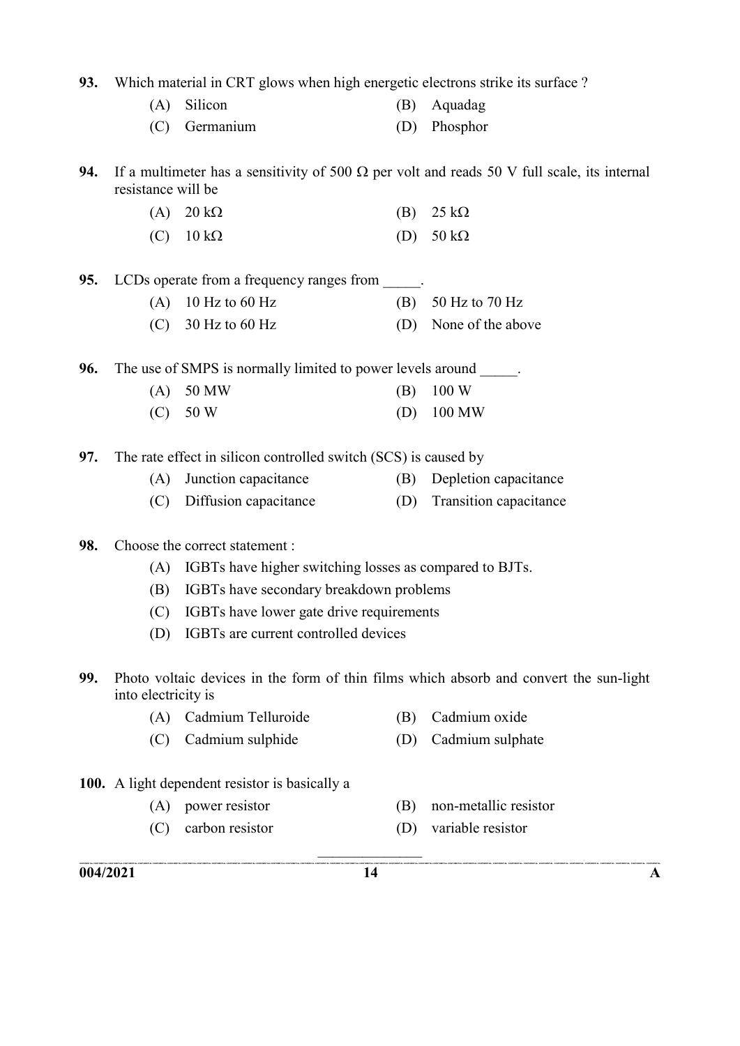**93.** Which material in CRT glows when high energetic electrons strike its surface ?

(A) Silicon
(B) Aquadag
(C) Germanium
(D) Phosphor

**94.** If a multimeter has a sensitivity of 500 Ω per volt and reads 50 V full scale, its internal resistance will be

(A) 20 kΩ
(B) 25 kΩ
(C) 10 kΩ
(D) 50 kΩ

**95.** LCDs operate from a frequency ranges from _____.

(A) 10 Hz to 60 Hz
(B) 50 Hz to 70 Hz
(C) 30 Hz to 60 Hz
(D) None of the above

**96.** The use of SMPS is normally limited to power levels around _____.

(A) 50 MW
(B) 100 W
(C) 50 W
(D) 100 MW

**97.** The rate effect in silicon controlled switch (SCS) is caused by

(A) Junction capacitance
(B) Depletion capacitance
(C) Diffusion capacitance
(D) Transition capacitance

**98.** Choose the correct statement :

(A) IGBTs have higher switching losses as compared to BJTs.
(B) IGBTs have secondary breakdown problems
(C) IGBTs have lower gate drive requirements
(D) IGBTs are current controlled devices

**99.** Photo voltaic devices in the form of thin films which absorb and convert the sun-light into electricity is

(A) Cadmium Telluroide
(B) Cadmium oxide
(C) Cadmium sulphide
(D) Cadmium sulphate

**100.** A light dependent resistor is basically a

(A) power resistor
(B) non-metallic resistor
(C) carbon resistor
(D) variable resistor

_______________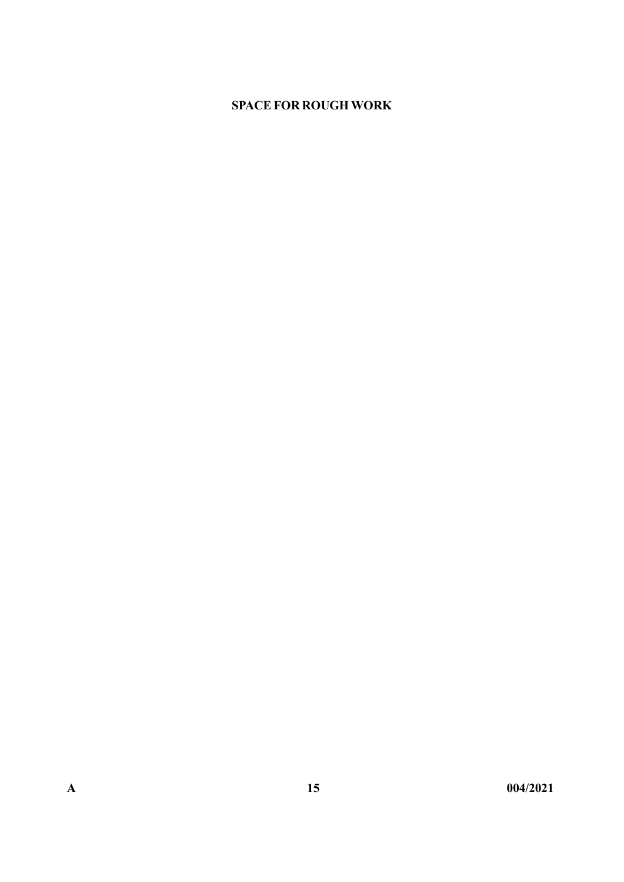**SPACE FOR ROUGH WORK**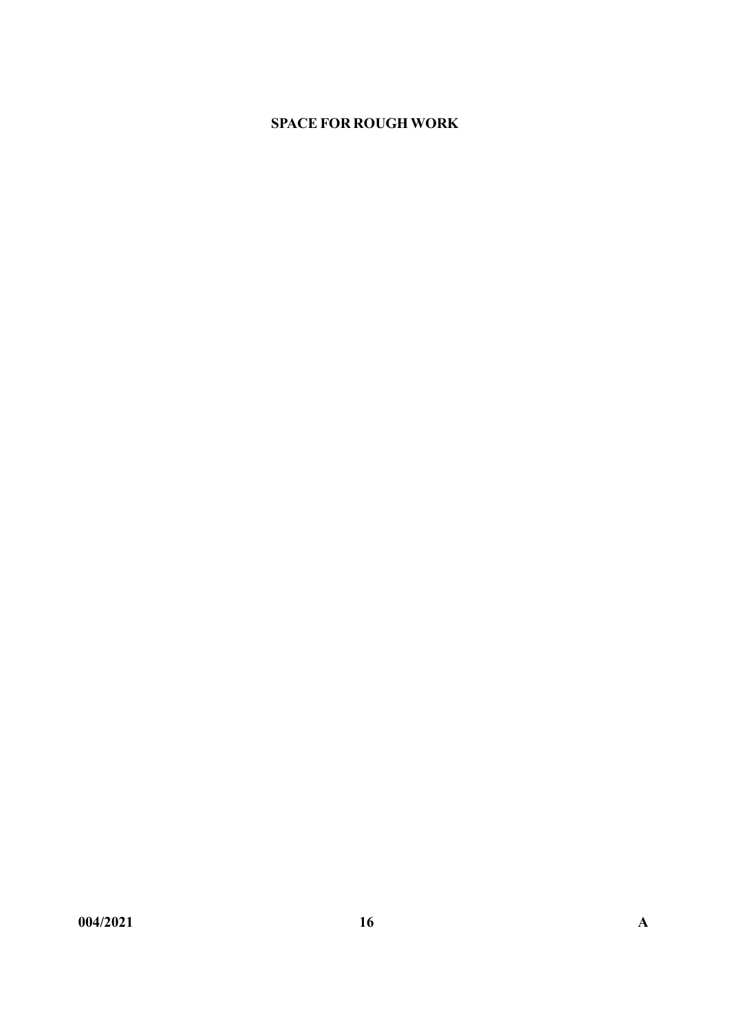**SPACE FOR ROUGH WORK**